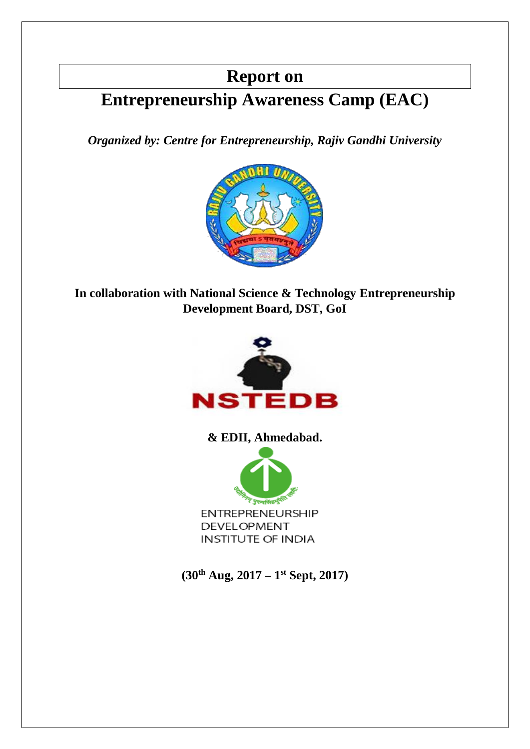# Report on

# Entrepreneurship Awareness Camp (EAC)

***Organized by: Centre for Entrepreneurship, Rajiv Gandhi University***

**In collaboration with National Science & Technology Entrepreneurship Development Board, DST, GoI**

**& EDII, Ahmedabad.**

**(30th Aug, 2017 – 1st Sept, 2017)**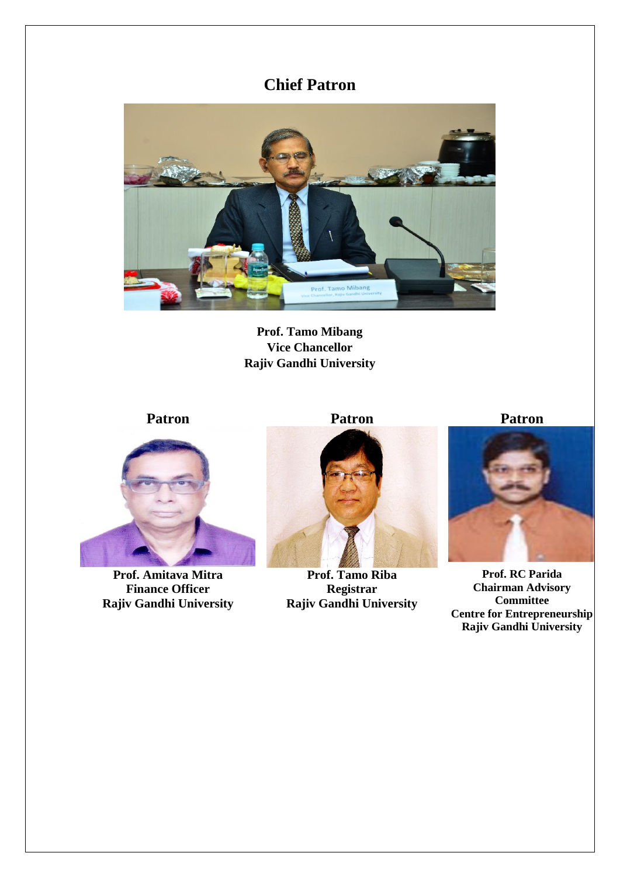## Chief Patron

**Prof. Tamo Mibang**
**Vice Chancellor**
**Rajiv Gandhi University**

### Patron

**Prof. Amitava Mitra**
**Finance Officer**
**Rajiv Gandhi University**

### Patron

**Prof. Tamo Riba**
**Registrar**
**Rajiv Gandhi University**

### Patron

**Prof. RC Parida**
**Chairman Advisory Committee**
**Centre for Entrepreneurship**
**Rajiv Gandhi University**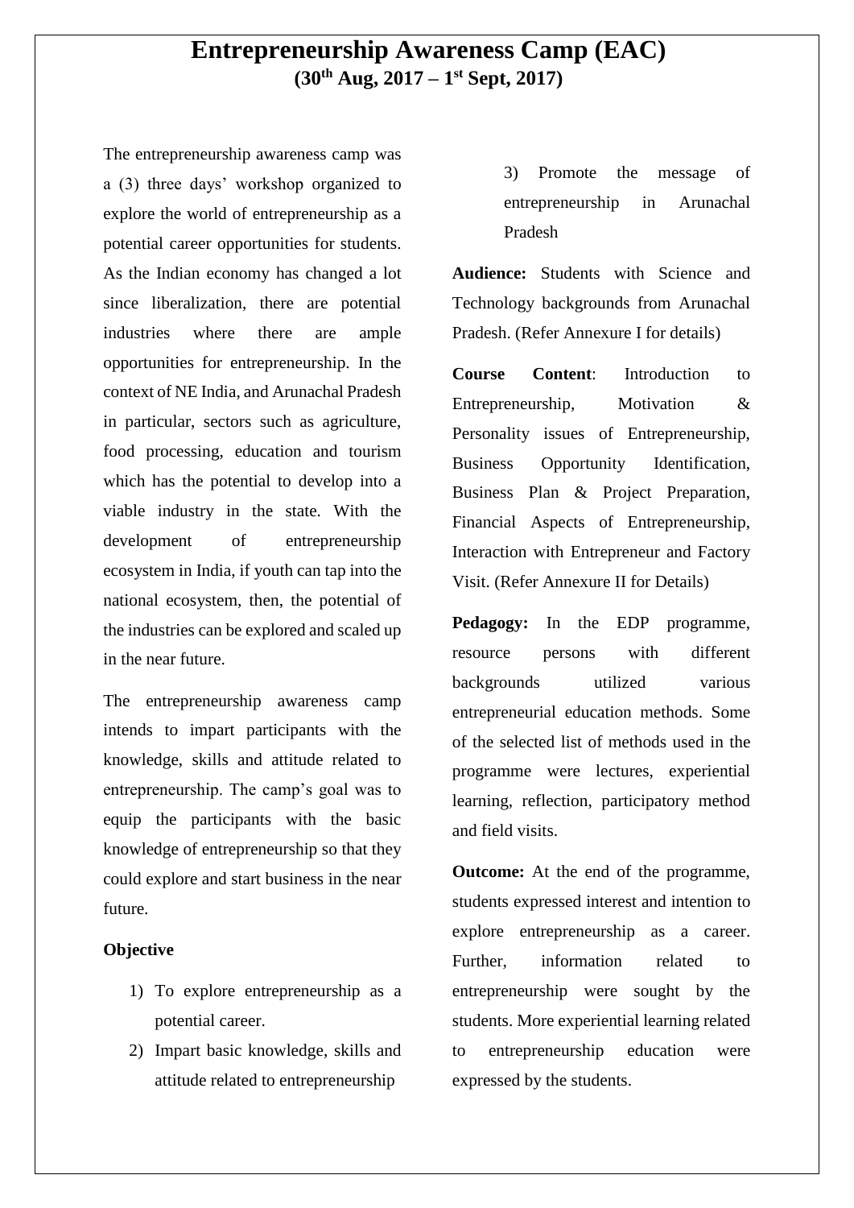# Entrepreneurship Awareness Camp (EAC)

**(30th Aug, 2017 – 1st Sept, 2017)**

The entrepreneurship awareness camp was a (3) three days' workshop organized to explore the world of entrepreneurship as a potential career opportunities for students. As the Indian economy has changed a lot since liberalization, there are potential industries where there are ample opportunities for entrepreneurship. In the context of NE India, and Arunachal Pradesh in particular, sectors such as agriculture, food processing, education and tourism which has the potential to develop into a viable industry in the state. With the development of entrepreneurship ecosystem in India, if youth can tap into the national ecosystem, then, the potential of the industries can be explored and scaled up in the near future.

The entrepreneurship awareness camp intends to impart participants with the knowledge, skills and attitude related to entrepreneurship. The camp's goal was to equip the participants with the basic knowledge of entrepreneurship so that they could explore and start business in the near future.

**Objective**

1) To explore entrepreneurship as a potential career.
2) Impart basic knowledge, skills and attitude related to entrepreneurship
3) Promote the message of entrepreneurship in Arunachal Pradesh

**Audience:** Students with Science and Technology backgrounds from Arunachal Pradesh. (Refer Annexure I for details)

**Course Content**: Introduction to Entrepreneurship, Motivation & Personality issues of Entrepreneurship, Business Opportunity Identification, Business Plan & Project Preparation, Financial Aspects of Entrepreneurship, Interaction with Entrepreneur and Factory Visit. (Refer Annexure II for Details)

**Pedagogy:** In the EDP programme, resource persons with different backgrounds utilized various entrepreneurial education methods. Some of the selected list of methods used in the programme were lectures, experiential learning, reflection, participatory method and field visits.

**Outcome:** At the end of the programme, students expressed interest and intention to explore entrepreneurship as a career. Further, information related to entrepreneurship were sought by the students. More experiential learning related to entrepreneurship education were expressed by the students.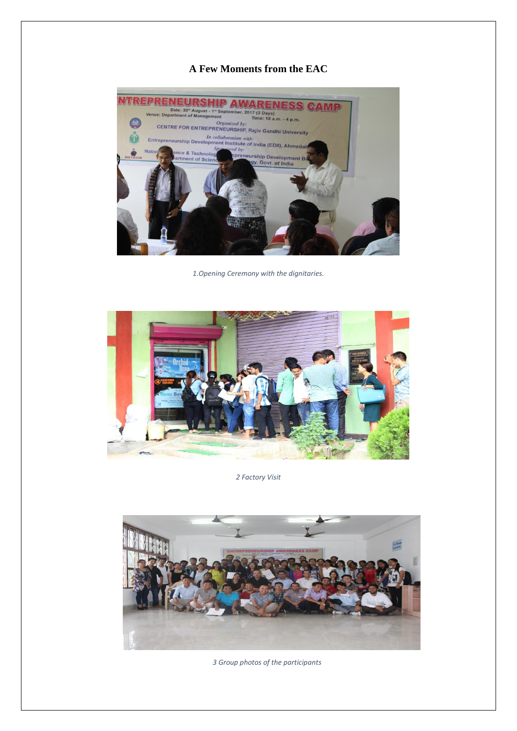## A Few Moments from the EAC

*1.Opening Ceremony with the dignitaries.*

*2 Factory Visit*

*3 Group photos of the participants*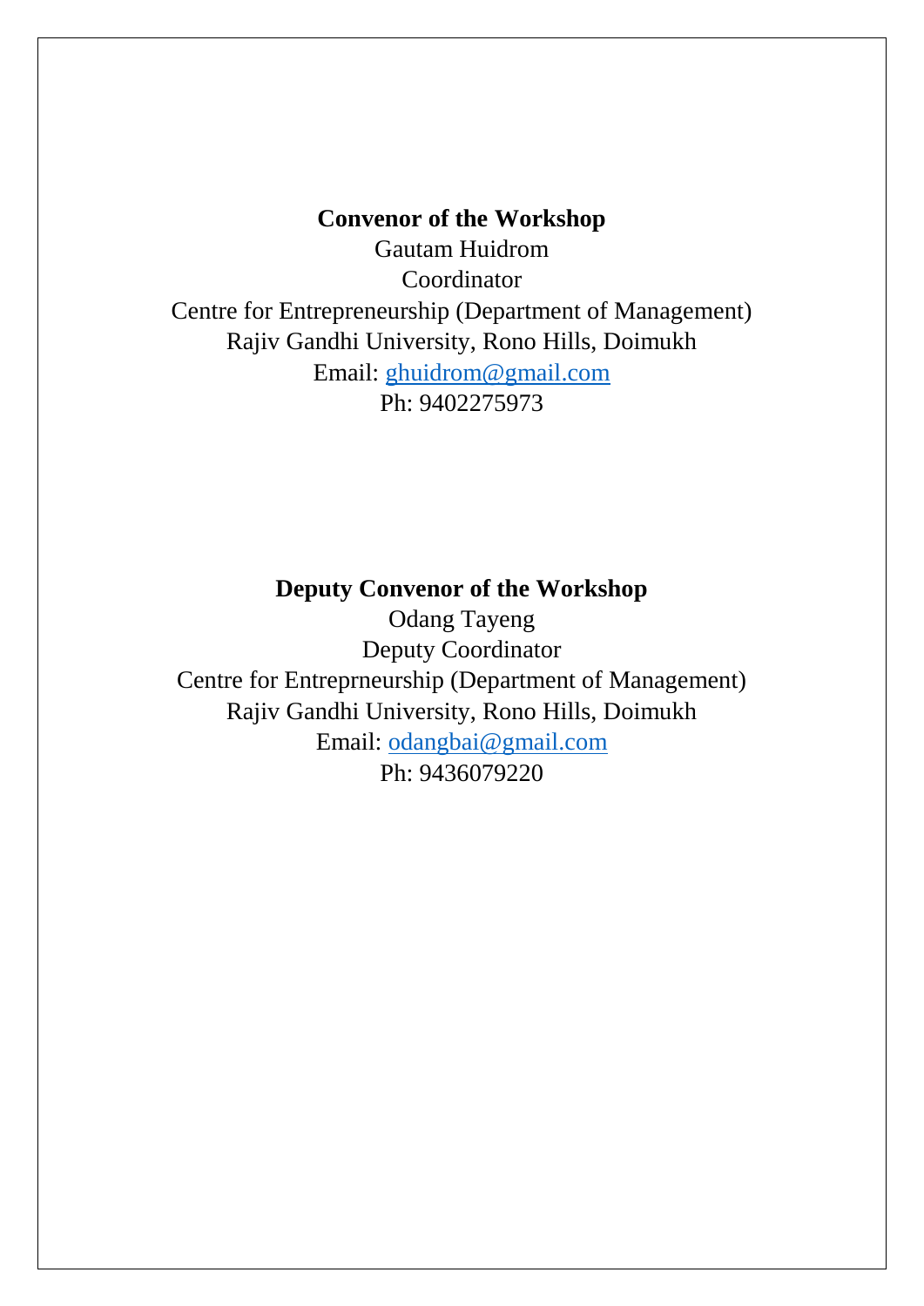**Convenor of the Workshop**
Gautam Huidrom
Coordinator
Centre for Entrepreneurship (Department of Management)
Rajiv Gandhi University, Rono Hills, Doimukh
Email: ghuidrom@gmail.com
Ph: 9402275973

**Deputy Convenor of the Workshop**
Odang Tayeng
Deputy Coordinator
Centre for Entreprneurship (Department of Management)
Rajiv Gandhi University, Rono Hills, Doimukh
Email: odangbai@gmail.com
Ph: 9436079220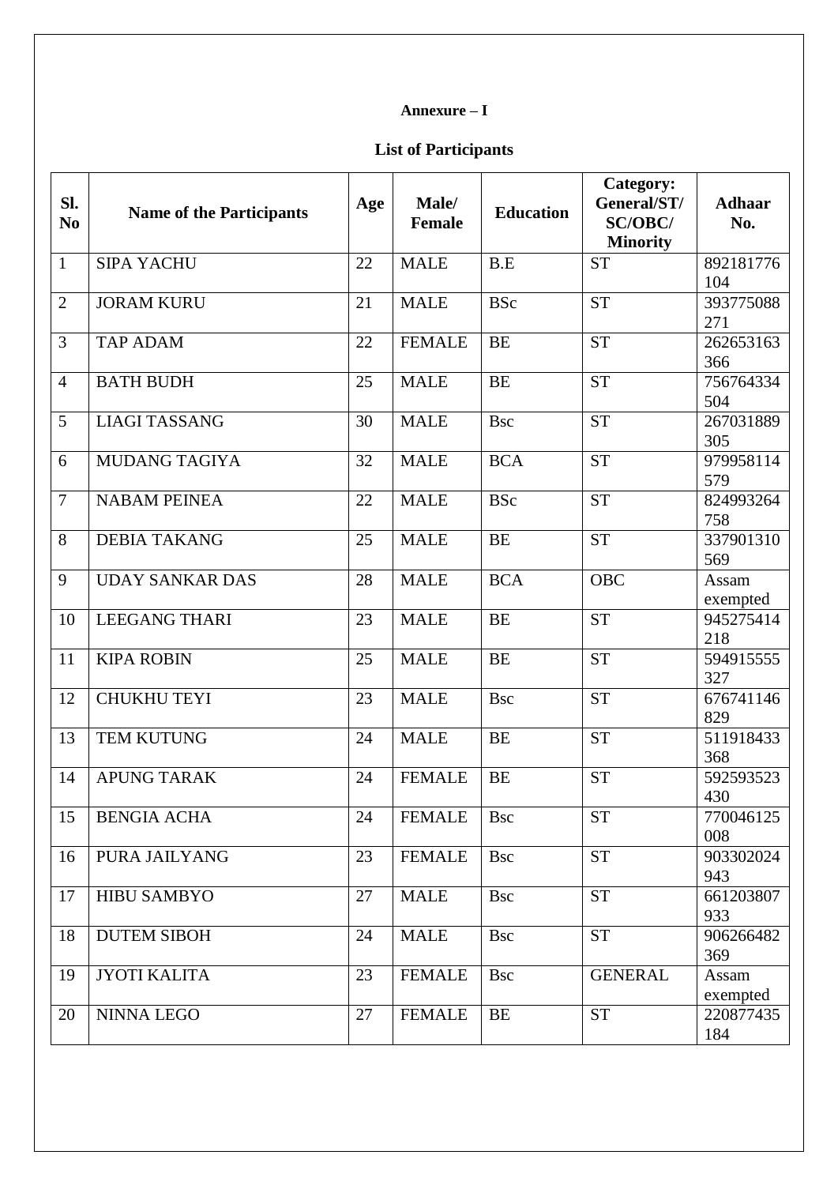**Annexure – I**

**List of Participants**

| Sl. No | Name of the Participants | Age | Male/ Female | Education | Category: General/ST/ SC/OBC/ Minority | Adhaar No. |
|---|---|---|---|---|---|---|
| 1 | SIPA YACHU | 22 | MALE | B.E | ST | 892181776104 |
| 2 | JORAM KURU | 21 | MALE | BSc | ST | 393775088271 |
| 3 | TAP ADAM | 22 | FEMALE | BE | ST | 262653163366 |
| 4 | BATH BUDH | 25 | MALE | BE | ST | 756764334504 |
| 5 | LIAGI TASSANG | 30 | MALE | Bsc | ST | 267031889305 |
| 6 | MUDANG TAGIYA | 32 | MALE | BCA | ST | 979958114579 |
| 7 | NABAM PEINEA | 22 | MALE | BSc | ST | 824993264758 |
| 8 | DEBIA TAKANG | 25 | MALE | BE | ST | 337901310569 |
| 9 | UDAY SANKAR DAS | 28 | MALE | BCA | OBC | Assam exempted |
| 10 | LEEGANG THARI | 23 | MALE | BE | ST | 945275414218 |
| 11 | KIPA ROBIN | 25 | MALE | BE | ST | 594915555327 |
| 12 | CHUKHU TEYI | 23 | MALE | Bsc | ST | 676741146829 |
| 13 | TEM KUTUNG | 24 | MALE | BE | ST | 511918433368 |
| 14 | APUNG TARAK | 24 | FEMALE | BE | ST | 592593523430 |
| 15 | BENGIA ACHA | 24 | FEMALE | Bsc | ST | 770046125008 |
| 16 | PURA JAILYANG | 23 | FEMALE | Bsc | ST | 903302024943 |
| 17 | HIBU SAMBYO | 27 | MALE | Bsc | ST | 661203807933 |
| 18 | DUTEM SIBOH | 24 | MALE | Bsc | ST | 906266482369 |
| 19 | JYOTI KALITA | 23 | FEMALE | Bsc | GENERAL | Assam exempted |
| 20 | NINNA LEGO | 27 | FEMALE | BE | ST | 220877435184 |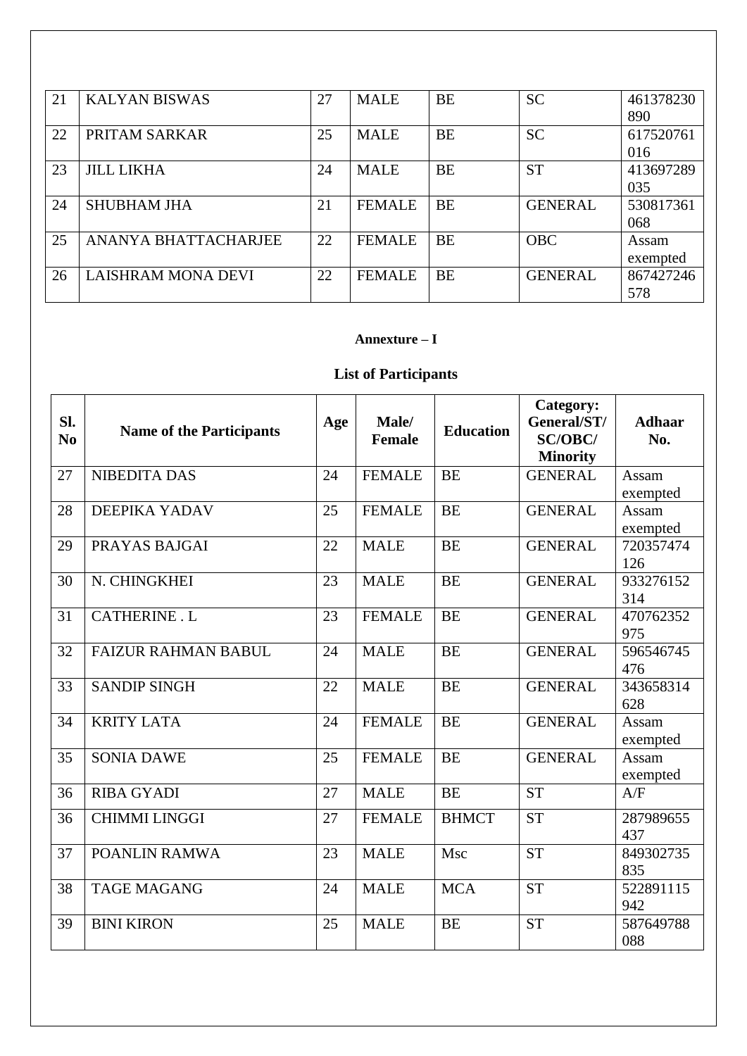| 21 | KALYAN BISWAS | 27 | MALE | BE | SC | 461378230890 |
|---|---|---|---|---|---|---|
| 22 | PRITAM SARKAR | 25 | MALE | BE | SC | 617520761016 |
| 23 | JILL LIKHA | 24 | MALE | BE | ST | 413697289035 |
| 24 | SHUBHAM JHA | 21 | FEMALE | BE | GENERAL | 530817361068 |
| 25 | ANANYA BHATTACHARJEE | 22 | FEMALE | BE | OBC | Assam exempted |
| 26 | LAISHRAM MONA DEVI | 22 | FEMALE | BE | GENERAL | 867427246578 |

**Annexure – I**

**List of Participants**

| Sl. No | Name of the Participants | Age | Male/ Female | Education | Category: General/ST/ SC/OBC/ Minority | Adhaar No. |
|---|---|---|---|---|---|---|
| 27 | NIBEDITA DAS | 24 | FEMALE | BE | GENERAL | Assam exempted |
| 28 | DEEPIKA YADAV | 25 | FEMALE | BE | GENERAL | Assam exempted |
| 29 | PRAYAS BAJGAI | 22 | MALE | BE | GENERAL | 720357474126 |
| 30 | N. CHINGKHEI | 23 | MALE | BE | GENERAL | 933276152314 |
| 31 | CATHERINE . L | 23 | FEMALE | BE | GENERAL | 470762352975 |
| 32 | FAIZUR RAHMAN BABUL | 24 | MALE | BE | GENERAL | 596546745476 |
| 33 | SANDIP SINGH | 22 | MALE | BE | GENERAL | 343658314628 |
| 34 | KRITY LATA | 24 | FEMALE | BE | GENERAL | Assam exempted |
| 35 | SONIA DAWE | 25 | FEMALE | BE | GENERAL | Assam exempted |
| 36 | RIBA GYADI | 27 | MALE | BE | ST | A/F |
| 36 | CHIMMI LINGGI | 27 | FEMALE | BHMCT | ST | 287989655437 |
| 37 | POANLIN RAMWA | 23 | MALE | Msc | ST | 849302735835 |
| 38 | TAGE MAGANG | 24 | MALE | MCA | ST | 522891115942 |
| 39 | BINI KIRON | 25 | MALE | BE | ST | 587649788088 |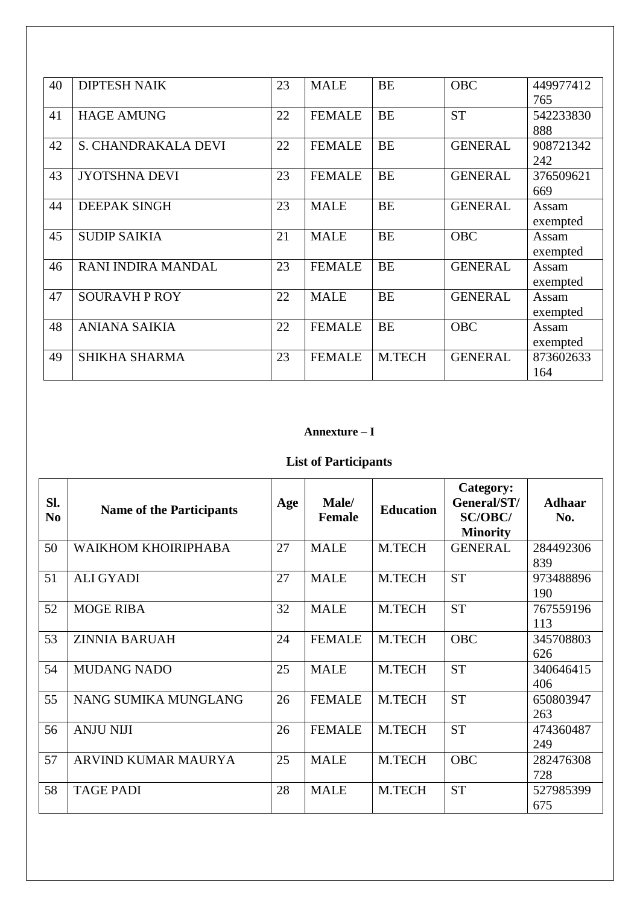| 40 | DIPTESH NAIK | 23 | MALE | BE | OBC | 449977412765 |
|---|---|---|---|---|---|---|
| 41 | HAGE AMUNG | 22 | FEMALE | BE | ST | 542233830888 |
| 42 | S. CHANDRAKALA DEVI | 22 | FEMALE | BE | GENERAL | 908721342242 |
| 43 | JYOTSHNA DEVI | 23 | FEMALE | BE | GENERAL | 376509621669 |
| 44 | DEEPAK SINGH | 23 | MALE | BE | GENERAL | Assam exempted |
| 45 | SUDIP SAIKIA | 21 | MALE | BE | OBC | Assam exempted |
| 46 | RANI INDIRA MANDAL | 23 | FEMALE | BE | GENERAL | Assam exempted |
| 47 | SOURAVH P ROY | 22 | MALE | BE | GENERAL | Assam exempted |
| 48 | ANIANA SAIKIA | 22 | FEMALE | BE | OBC | Assam exempted |
| 49 | SHIKHA SHARMA | 23 | FEMALE | M.TECH | GENERAL | 873602633164 |

**Annexure – I**

**List of Participants**

| Sl. No | Name of the Participants | Age | Male/ Female | Education | Category: General/ST/ SC/OBC/ Minority | Adhaar No. |
|---|---|---|---|---|---|---|
| 50 | WAIKHOM KHOIRIPHABA | 27 | MALE | M.TECH | GENERAL | 284492306839 |
| 51 | ALI GYADI | 27 | MALE | M.TECH | ST | 973488896190 |
| 52 | MOGE RIBA | 32 | MALE | M.TECH | ST | 767559196113 |
| 53 | ZINNIA BARUAH | 24 | FEMALE | M.TECH | OBC | 345708803626 |
| 54 | MUDANG NADO | 25 | MALE | M.TECH | ST | 340646415406 |
| 55 | NANG SUMIKA MUNGLANG | 26 | FEMALE | M.TECH | ST | 650803947263 |
| 56 | ANJU NIJI | 26 | FEMALE | M.TECH | ST | 474360487249 |
| 57 | ARVIND KUMAR MAURYA | 25 | MALE | M.TECH | OBC | 282476308728 |
| 58 | TAGE PADI | 28 | MALE | M.TECH | ST | 527985399675 |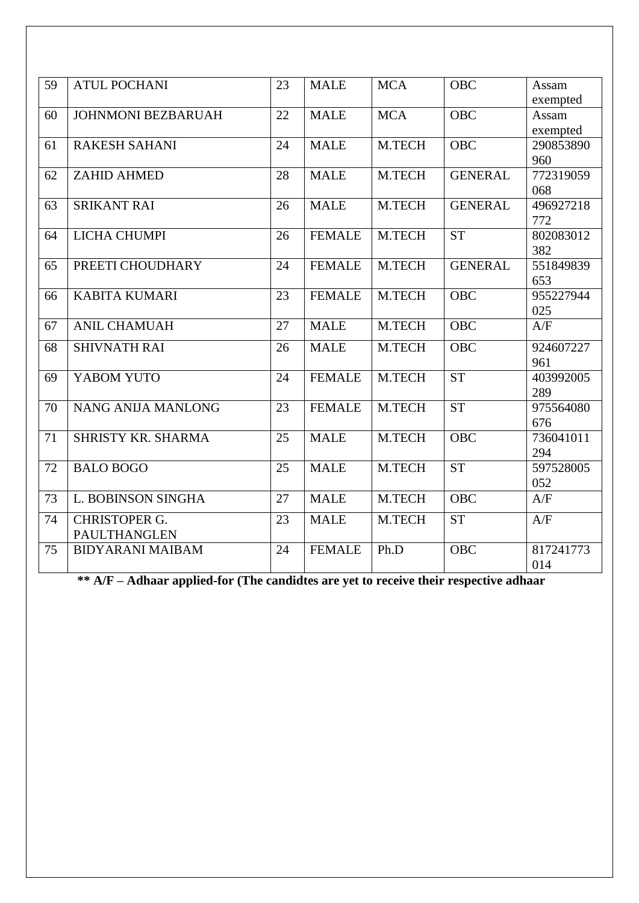| 59 | ATUL POCHANI | 23 | MALE | MCA | OBC | Assam exempted |
|---|---|---|---|---|---|---|
| 60 | JOHNMONI BEZBARUAH | 22 | MALE | MCA | OBC | Assam exempted |
| 61 | RAKESH SAHANI | 24 | MALE | M.TECH | OBC | 290853890960 |
| 62 | ZAHID AHMED | 28 | MALE | M.TECH | GENERAL | 772319059068 |
| 63 | SRIKANT RAI | 26 | MALE | M.TECH | GENERAL | 496927218772 |
| 64 | LICHA CHUMPI | 26 | FEMALE | M.TECH | ST | 802083012382 |
| 65 | PREETI CHOUDHARY | 24 | FEMALE | M.TECH | GENERAL | 551849839653 |
| 66 | KABITA KUMARI | 23 | FEMALE | M.TECH | OBC | 955227944025 |
| 67 | ANIL CHAMUAH | 27 | MALE | M.TECH | OBC | A/F |
| 68 | SHIVNATH RAI | 26 | MALE | M.TECH | OBC | 924607227961 |
| 69 | YABOM YUTO | 24 | FEMALE | M.TECH | ST | 403992005289 |
| 70 | NANG ANIJA MANLONG | 23 | FEMALE | M.TECH | ST | 975564080676 |
| 71 | SHRISTY KR. SHARMA | 25 | MALE | M.TECH | OBC | 736041011294 |
| 72 | BALO BOGO | 25 | MALE | M.TECH | ST | 597528005052 |
| 73 | L. BOBINSON SINGHA | 27 | MALE | M.TECH | OBC | A/F |
| 74 | CHRISTOPER G. PAULTHANGLEN | 23 | MALE | M.TECH | ST | A/F |
| 75 | BIDYARANI MAIBAM | 24 | FEMALE | Ph.D | OBC | 817241773014 |

**** A/F – Adhaar applied-for (The candidtes are yet to receive their respective adhaar**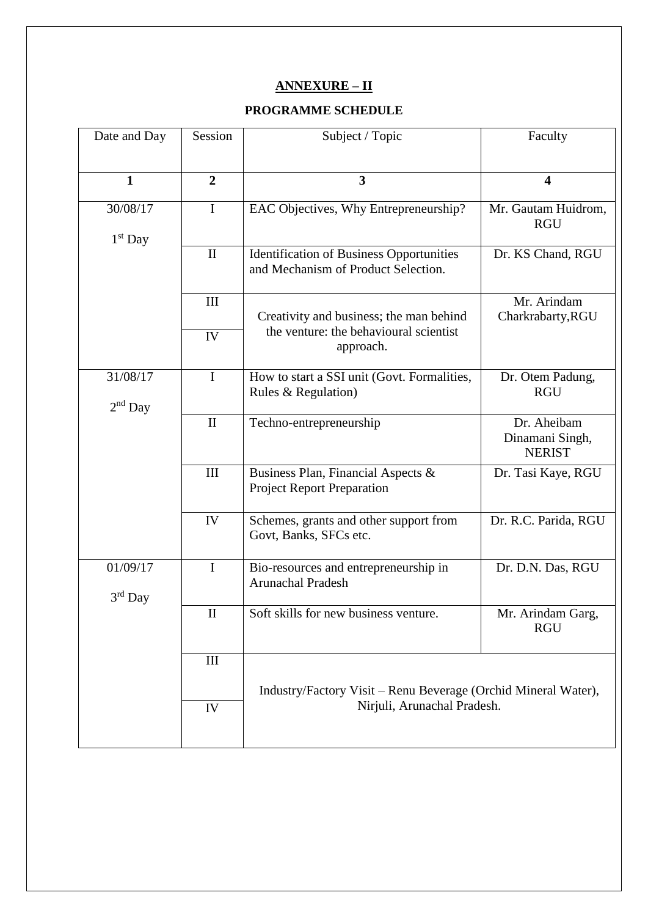## ANNEXURE – II

### PROGRAMME SCHEDULE

| Date and Day | Session | Subject / Topic | Faculty |
|---|---|---|---|
| **1** | **2** | **3** | **4** |
| 30/08/17 1st Day | I | EAC Objectives, Why Entrepreneurship? | Mr. Gautam Huidrom, RGU |
| | II | Identification of Business Opportunities and Mechanism of Product Selection. | Dr. KS Chand, RGU |
| | III | Creativity and business; the man behind the venture: the behavioural scientist approach. | Mr. Arindam Charkrabarty,RGU |
| | IV | | |
| 31/08/17 2nd Day | I | How to start a SSI unit (Govt. Formalities, Rules & Regulation) | Dr. Otem Padung, RGU |
| | II | Techno-entrepreneurship | Dr. Aheibam Dinamani Singh, NERIST |
| | III | Business Plan, Financial Aspects & Project Report Preparation | Dr. Tasi Kaye, RGU |
| | IV | Schemes, grants and other support from Govt, Banks, SFCs etc. | Dr. R.C. Parida, RGU |
| 01/09/17 3rd Day | I | Bio-resources and entrepreneurship in Arunachal Pradesh | Dr. D.N. Das, RGU |
| | II | Soft skills for new business venture. | Mr. Arindam Garg, RGU |
| | III | Industry/Factory Visit – Renu Beverage (Orchid Mineral Water), Nirjuli, Arunachal Pradesh. | |
| | IV | | |